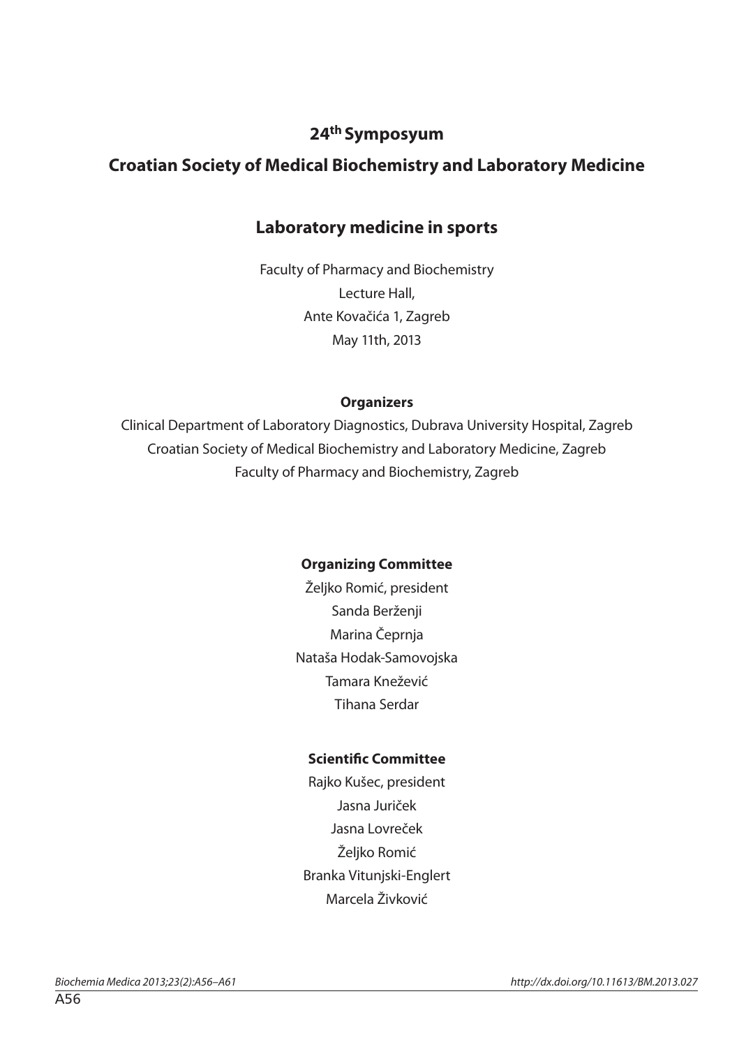# 24th Symposyum

## Croatian Society of Medical Biochemistry and Laboratory Medicine

## Laboratory medicine in sports

Faculty of Pharmacy and Biochemistry
Lecture Hall,
Ante Kovačića 1, Zagreb
May 11th, 2013

**Organizers**

Clinical Department of Laboratory Diagnostics, Dubrava University Hospital, Zagreb
Croatian Society of Medical Biochemistry and Laboratory Medicine, Zagreb
Faculty of Pharmacy and Biochemistry, Zagreb

**Organizing Committee**

Željko Romić, president
Sanda Berženji
Marina Čeprnja
Nataša Hodak-Samovojska
Tamara Knežević
Tihana Serdar

**Scientific Committee**

Rajko Kušec, president
Jasna Juriček
Jasna Lovreček
Željko Romić
Branka Vitunjski-Englert
Marcela Živković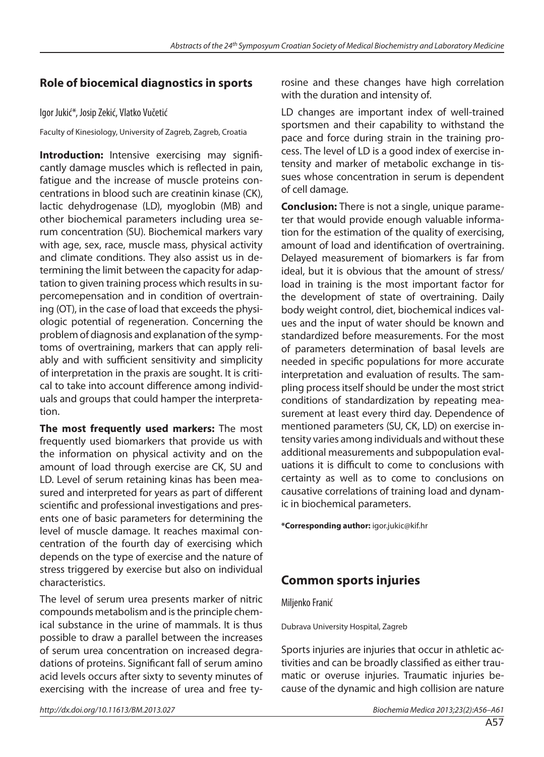## Role of biocemical diagnostics in sports

Igor Jukić*, Josip Zekić, Vlatko Vučetić

Faculty of Kinesiology, University of Zagreb, Zagreb, Croatia

**Introduction:** Intensive exercising may significantly damage muscles which is reflected in pain, fatigue and the increase of muscle proteins concentrations in blood such are creatinin kinase (CK), lactic dehydrogenase (LD), myoglobin (MB) and other biochemical parameters including urea serum concentration (SU). Biochemical markers vary with age, sex, race, muscle mass, physical activity and climate conditions. They also assist us in determining the limit between the capacity for adaptation to given training process which results in supercomepensation and in condition of overtraining (OT), in the case of load that exceeds the physiologic potential of regeneration. Concerning the problem of diagnosis and explanation of the symptoms of overtraining, markers that can apply reliably and with sufficient sensitivity and simplicity of interpretation in the praxis are sought. It is critical to take into account difference among individuals and groups that could hamper the interpretation.

**The most frequently used markers:** The most frequently used biomarkers that provide us with the information on physical activity and on the amount of load through exercise are CK, SU and LD. Level of serum retaining kinas has been measured and interpreted for years as part of different scientific and professional investigations and presents one of basic parameters for determining the level of muscle damage. It reaches maximal concentration of the fourth day of exercising which depends on the type of exercise and the nature of stress triggered by exercise but also on individual characteristics.

The level of serum urea presents marker of nitric compounds metabolism and is the principle chemical substance in the urine of mammals. It is thus possible to draw a parallel between the increases of serum urea concentration on increased degradations of proteins. Significant fall of serum amino acid levels occurs after sixty to seventy minutes of exercising with the increase of urea and free tyrosine and these changes have high correlation with the duration and intensity of.

LD changes are important index of well-trained sportsmen and their capability to withstand the pace and force during strain in the training process. The level of LD is a good index of exercise intensity and marker of metabolic exchange in tissues whose concentration in serum is dependent of cell damage.

**Conclusion:** There is not a single, unique parameter that would provide enough valuable information for the estimation of the quality of exercising, amount of load and identification of overtraining. Delayed measurement of biomarkers is far from ideal, but it is obvious that the amount of stress/load in training is the most important factor for the development of state of overtraining. Daily body weight control, diet, biochemical indices values and the input of water should be known and standardized before measurements. For the most of parameters determination of basal levels are needed in specific populations for more accurate interpretation and evaluation of results. The sampling process itself should be under the most strict conditions of standardization by repeating measurement at least every third day. Dependence of mentioned parameters (SU, CK, LD) on exercise intensity varies among individuals and without these additional measurements and subpopulation evaluations it is difficult to come to conclusions with certainty as well as to come to conclusions on causative correlations of training load and dynamic in biochemical parameters.

***Corresponding author:** igor.jukic@kif.hr

## Common sports injuries

Miljenko Franić

Dubrava University Hospital, Zagreb

Sports injuries are injuries that occur in athletic activities and can be broadly classified as either traumatic or overuse injuries. Traumatic injuries because of the dynamic and high collision are nature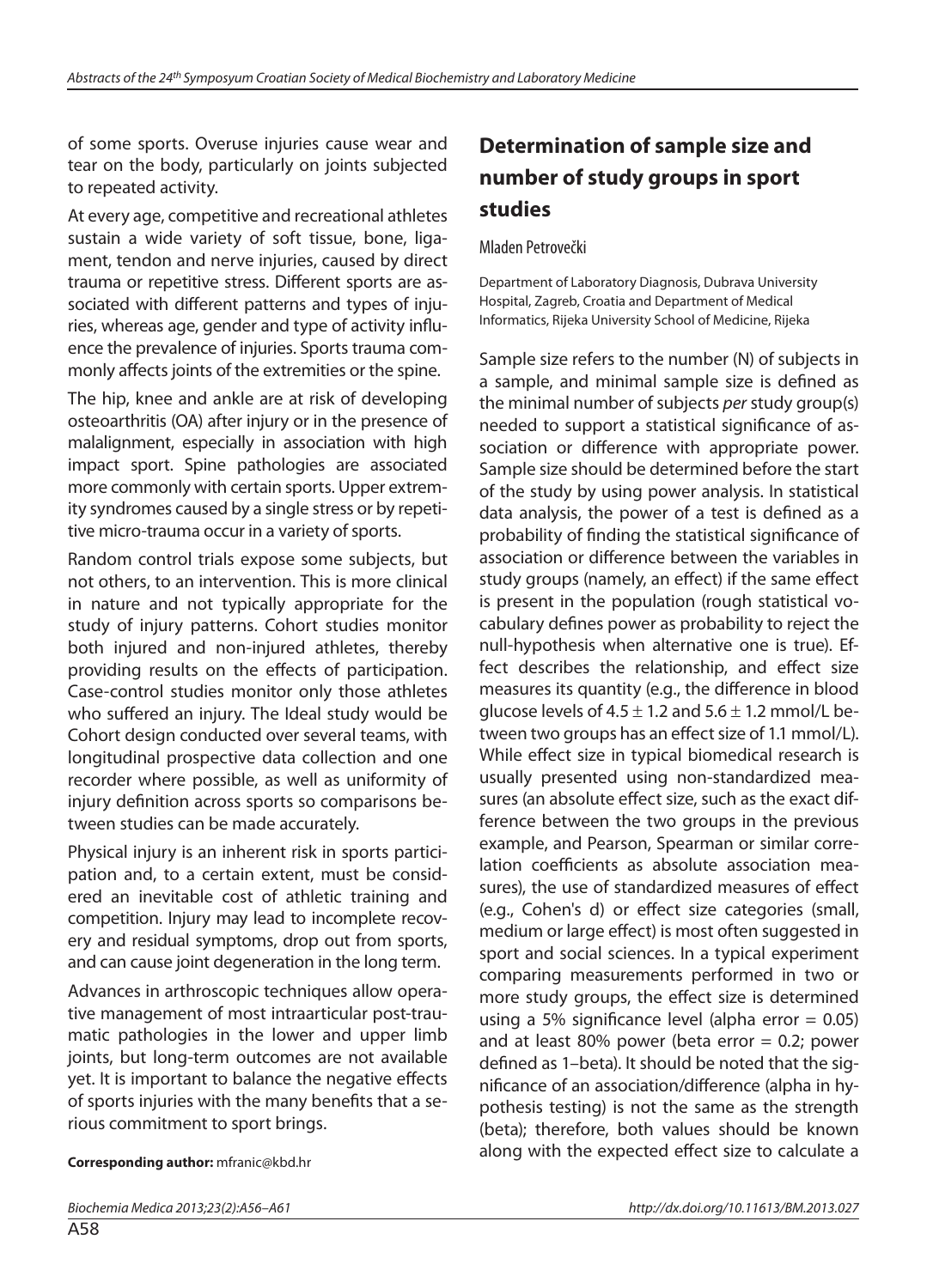of some sports. Overuse injuries cause wear and tear on the body, particularly on joints subjected to repeated activity.

At every age, competitive and recreational athletes sustain a wide variety of soft tissue, bone, ligament, tendon and nerve injuries, caused by direct trauma or repetitive stress. Different sports are associated with different patterns and types of injuries, whereas age, gender and type of activity influence the prevalence of injuries. Sports trauma commonly affects joints of the extremities or the spine.

The hip, knee and ankle are at risk of developing osteoarthritis (OA) after injury or in the presence of malalignment, especially in association with high impact sport. Spine pathologies are associated more commonly with certain sports. Upper extremity syndromes caused by a single stress or by repetitive micro-trauma occur in a variety of sports.

Random control trials expose some subjects, but not others, to an intervention. This is more clinical in nature and not typically appropriate for the study of injury patterns. Cohort studies monitor both injured and non-injured athletes, thereby providing results on the effects of participation. Case-control studies monitor only those athletes who suffered an injury. The Ideal study would be Cohort design conducted over several teams, with longitudinal prospective data collection and one recorder where possible, as well as uniformity of injury definition across sports so comparisons between studies can be made accurately.

Physical injury is an inherent risk in sports participation and, to a certain extent, must be considered an inevitable cost of athletic training and competition. Injury may lead to incomplete recovery and residual symptoms, drop out from sports, and can cause joint degeneration in the long term.

Advances in arthroscopic techniques allow operative management of most intraarticular post-traumatic pathologies in the lower and upper limb joints, but long-term outcomes are not available yet. It is important to balance the negative effects of sports injuries with the many benefits that a serious commitment to sport brings.

**Corresponding author:** mfranic@kbd.hr

## Determination of sample size and number of study groups in sport studies

Mladen Petrovečki

Department of Laboratory Diagnosis, Dubrava University Hospital, Zagreb, Croatia and Department of Medical Informatics, Rijeka University School of Medicine, Rijeka

Sample size refers to the number (N) of subjects in a sample, and minimal sample size is defined as the minimal number of subjects *per* study group(s) needed to support a statistical significance of association or difference with appropriate power. Sample size should be determined before the start of the study by using power analysis. In statistical data analysis, the power of a test is defined as a probability of finding the statistical significance of association or difference between the variables in study groups (namely, an effect) if the same effect is present in the population (rough statistical vocabulary defines power as probability to reject the null-hypothesis when alternative one is true). Effect describes the relationship, and effect size measures its quantity (e.g., the difference in blood glucose levels of $4.5 \pm 1.2$ and $5.6 \pm 1.2$ mmol/L between two groups has an effect size of 1.1 mmol/L). While effect size in typical biomedical research is usually presented using non-standardized measures (an absolute effect size, such as the exact difference between the two groups in the previous example, and Pearson, Spearman or similar correlation coefficients as absolute association measures), the use of standardized measures of effect (e.g., Cohen's d) or effect size categories (small, medium or large effect) is most often suggested in sport and social sciences. In a typical experiment comparing measurements performed in two or more study groups, the effect size is determined using a 5% significance level (alpha error = 0.05) and at least 80% power (beta error = 0.2; power defined as 1–beta). It should be noted that the significance of an association/difference (alpha in hypothesis testing) is not the same as the strength (beta); therefore, both values should be known along with the expected effect size to calculate a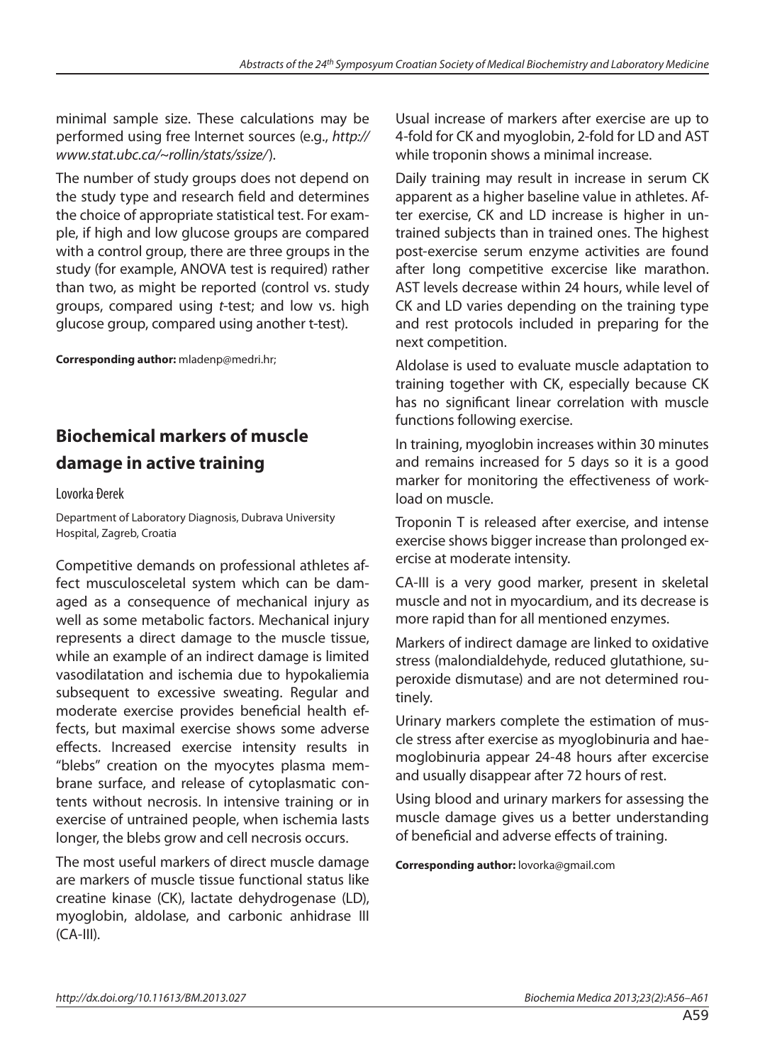minimal sample size. These calculations may be performed using free Internet sources (e.g., *http://www.stat.ubc.ca/~rollin/stats/ssize/*).

The number of study groups does not depend on the study type and research field and determines the choice of appropriate statistical test. For example, if high and low glucose groups are compared with a control group, there are three groups in the study (for example, ANOVA test is required) rather than two, as might be reported (control vs. study groups, compared using *t*-test; and low vs. high glucose group, compared using another t-test).

**Corresponding author:** mladenp@medri.hr;

## Biochemical markers of muscle damage in active training

Lovorka Đerek

Department of Laboratory Diagnosis, Dubrava University Hospital, Zagreb, Croatia

Competitive demands on professional athletes affect musculosceletal system which can be damaged as a consequence of mechanical injury as well as some metabolic factors. Mechanical injury represents a direct damage to the muscle tissue, while an example of an indirect damage is limited vasodilatation and ischemia due to hypokaliemia subsequent to excessive sweating. Regular and moderate exercise provides beneficial health effects, but maximal exercise shows some adverse effects. Increased exercise intensity results in "blebs" creation on the myocytes plasma membrane surface, and release of cytoplasmatic contents without necrosis. In intensive training or in exercise of untrained people, when ischemia lasts longer, the blebs grow and cell necrosis occurs.

The most useful markers of direct muscle damage are markers of muscle tissue functional status like creatine kinase (CK), lactate dehydrogenase (LD), myoglobin, aldolase, and carbonic anhidrase III (CA-III).

Usual increase of markers after exercise are up to 4-fold for CK and myoglobin, 2-fold for LD and AST while troponin shows a minimal increase.

Daily training may result in increase in serum CK apparent as a higher baseline value in athletes. After exercise, CK and LD increase is higher in untrained subjects than in trained ones. The highest post-exercise serum enzyme activities are found after long competitive excercise like marathon. AST levels decrease within 24 hours, while level of CK and LD varies depending on the training type and rest protocols included in preparing for the next competition.

Aldolase is used to evaluate muscle adaptation to training together with CK, especially because CK has no significant linear correlation with muscle functions following exercise.

In training, myoglobin increases within 30 minutes and remains increased for 5 days so it is a good marker for monitoring the effectiveness of workload on muscle.

Troponin T is released after exercise, and intense exercise shows bigger increase than prolonged exercise at moderate intensity.

CA-III is a very good marker, present in skeletal muscle and not in myocardium, and its decrease is more rapid than for all mentioned enzymes.

Markers of indirect damage are linked to oxidative stress (malondialdehyde, reduced glutathione, superoxide dismutase) and are not determined routinely.

Urinary markers complete the estimation of muscle stress after exercise as myoglobinuria and haemoglobinuria appear 24-48 hours after excercise and usually disappear after 72 hours of rest.

Using blood and urinary markers for assessing the muscle damage gives us a better understanding of beneficial and adverse effects of training.

**Corresponding author:** lovorka@gmail.com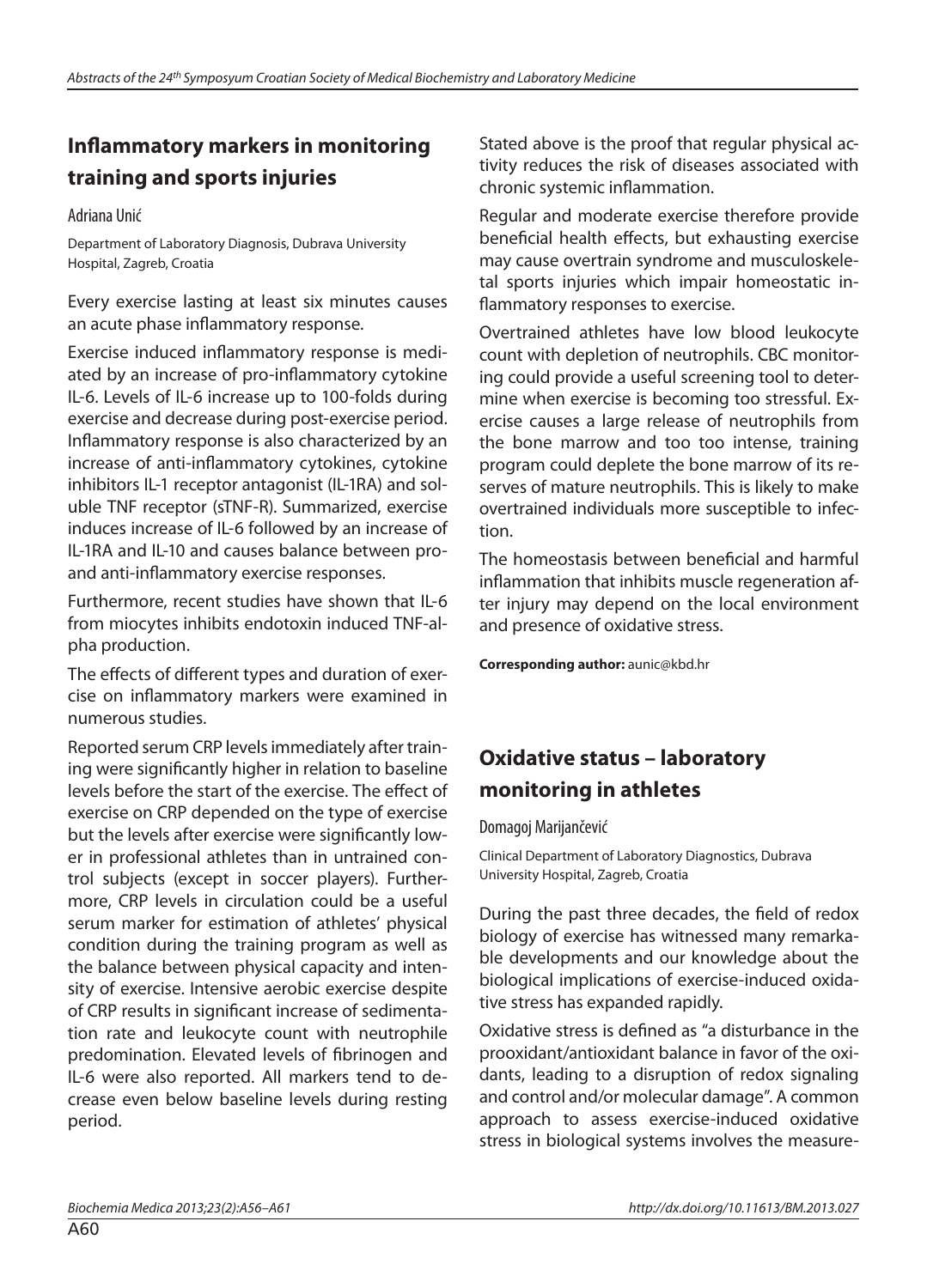## Inflammatory markers in monitoring training and sports injuries

Adriana Unić

Department of Laboratory Diagnosis, Dubrava University Hospital, Zagreb, Croatia

Every exercise lasting at least six minutes causes an acute phase inflammatory response.

Exercise induced inflammatory response is mediated by an increase of pro-inflammatory cytokine IL-6. Levels of IL-6 increase up to 100-folds during exercise and decrease during post-exercise period. Inflammatory response is also characterized by an increase of anti-inflammatory cytokines, cytokine inhibitors IL-1 receptor antagonist (IL-1RA) and soluble TNF receptor (sTNF-R). Summarized, exercise induces increase of IL-6 followed by an increase of IL-1RA and IL-10 and causes balance between pro- and anti-inflammatory exercise responses.

Furthermore, recent studies have shown that IL-6 from miocytes inhibits endotoxin induced TNF-alpha production.

The effects of different types and duration of exercise on inflammatory markers were examined in numerous studies.

Reported serum CRP levels immediately after training were significantly higher in relation to baseline levels before the start of the exercise. The effect of exercise on CRP depended on the type of exercise but the levels after exercise were significantly lower in professional athletes than in untrained control subjects (except in soccer players). Furthermore, CRP levels in circulation could be a useful serum marker for estimation of athletes' physical condition during the training program as well as the balance between physical capacity and intensity of exercise. Intensive aerobic exercise despite of CRP results in significant increase of sedimentation rate and leukocyte count with neutrophile predomination. Elevated levels of fibrinogen and IL-6 were also reported. All markers tend to decrease even below baseline levels during resting period.

Stated above is the proof that regular physical activity reduces the risk of diseases associated with chronic systemic inflammation.

Regular and moderate exercise therefore provide beneficial health effects, but exhausting exercise may cause overtrain syndrome and musculoskeletal sports injuries which impair homeostatic inflammatory responses to exercise.

Overtrained athletes have low blood leukocyte count with depletion of neutrophils. CBC monitoring could provide a useful screening tool to determine when exercise is becoming too stressful. Exercise causes a large release of neutrophils from the bone marrow and too too intense, training program could deplete the bone marrow of its reserves of mature neutrophils. This is likely to make overtrained individuals more susceptible to infection.

The homeostasis between beneficial and harmful inflammation that inhibits muscle regeneration after injury may depend on the local environment and presence of oxidative stress.

**Corresponding author:** aunic@kbd.hr

## Oxidative status – laboratory monitoring in athletes

Domagoj Marijančević

Clinical Department of Laboratory Diagnostics, Dubrava University Hospital, Zagreb, Croatia

During the past three decades, the field of redox biology of exercise has witnessed many remarkable developments and our knowledge about the biological implications of exercise-induced oxidative stress has expanded rapidly.

Oxidative stress is defined as "a disturbance in the prooxidant/antioxidant balance in favor of the oxidants, leading to a disruption of redox signaling and control and/or molecular damage". A common approach to assess exercise-induced oxidative stress in biological systems involves the measure-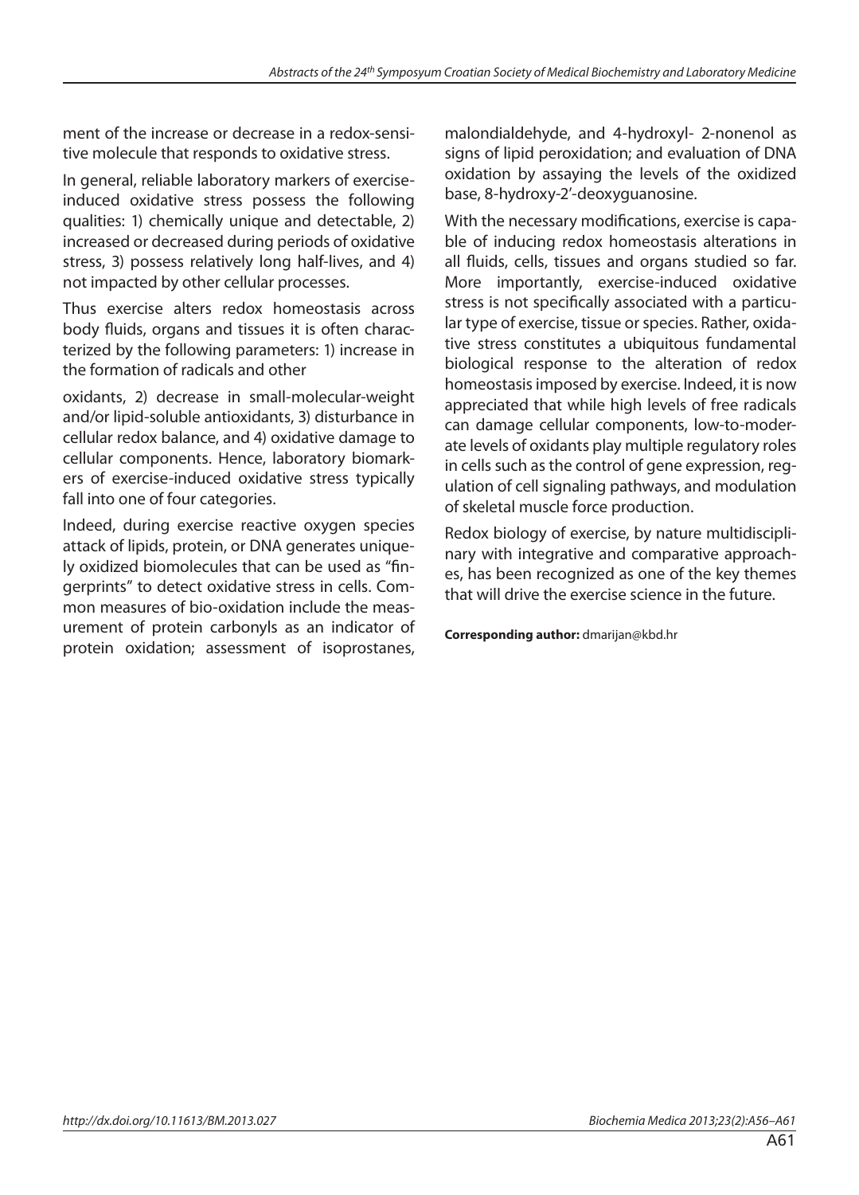ment of the increase or decrease in a redox-sensitive molecule that responds to oxidative stress.

In general, reliable laboratory markers of exercise-induced oxidative stress possess the following qualities: 1) chemically unique and detectable, 2) increased or decreased during periods of oxidative stress, 3) possess relatively long half-lives, and 4) not impacted by other cellular processes.

Thus exercise alters redox homeostasis across body fluids, organs and tissues it is often characterized by the following parameters: 1) increase in the formation of radicals and other

oxidants, 2) decrease in small-molecular-weight and/or lipid-soluble antioxidants, 3) disturbance in cellular redox balance, and 4) oxidative damage to cellular components. Hence, laboratory biomarkers of exercise-induced oxidative stress typically fall into one of four categories.

Indeed, during exercise reactive oxygen species attack of lipids, protein, or DNA generates uniquely oxidized biomolecules that can be used as "fingerprints" to detect oxidative stress in cells. Common measures of bio-oxidation include the measurement of protein carbonyls as an indicator of protein oxidation; assessment of isoprostanes, malondialdehyde, and 4-hydroxyl- 2-nonenol as signs of lipid peroxidation; and evaluation of DNA oxidation by assaying the levels of the oxidized base, 8-hydroxy-2'-deoxyguanosine.

With the necessary modifications, exercise is capable of inducing redox homeostasis alterations in all fluids, cells, tissues and organs studied so far. More importantly, exercise-induced oxidative stress is not specifically associated with a particular type of exercise, tissue or species. Rather, oxidative stress constitutes a ubiquitous fundamental biological response to the alteration of redox homeostasis imposed by exercise. Indeed, it is now appreciated that while high levels of free radicals can damage cellular components, low-to-moderate levels of oxidants play multiple regulatory roles in cells such as the control of gene expression, regulation of cell signaling pathways, and modulation of skeletal muscle force production.

Redox biology of exercise, by nature multidisciplinary with integrative and comparative approaches, has been recognized as one of the key themes that will drive the exercise science in the future.

**Corresponding author:** dmarijan@kbd.hr